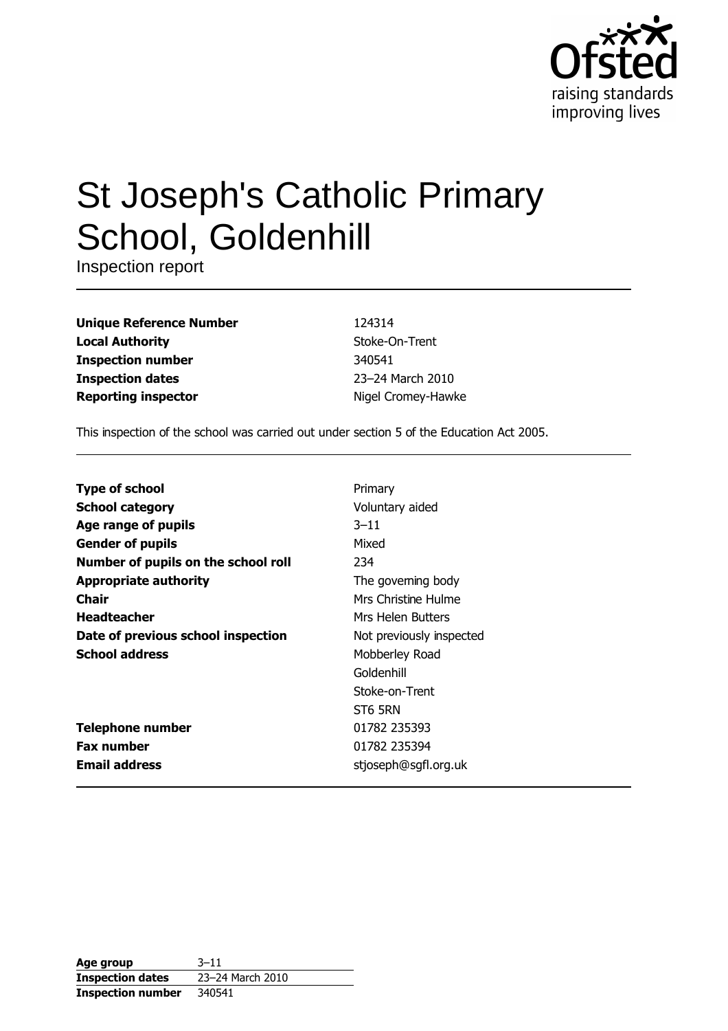Ofsted

raising standards
improving lives

# St Joseph's Catholic Primary School, Goldenhill

Inspection report

| | |
|---|---|
| **Unique Reference Number** | 124314 |
| **Local Authority** | Stoke-On-Trent |
| **Inspection number** | 340541 |
| **Inspection dates** | 23–24 March 2010 |
| **Reporting inspector** | Nigel Cromey-Hawke |

This inspection of the school was carried out under section 5 of the Education Act 2005.

| | |
|---|---|
| **Type of school** | Primary |
| **School category** | Voluntary aided |
| **Age range of pupils** | 3–11 |
| **Gender of pupils** | Mixed |
| **Number of pupils on the school roll** | 234 |
| **Appropriate authority** | The governing body |
| **Chair** | Mrs Christine Hulme |
| **Headteacher** | Mrs Helen Butters |
| **Date of previous school inspection** | Not previously inspected |
| **School address** | Mobberley Road<br>Goldenhill<br>Stoke-on-Trent<br>ST6 5RN |
| **Telephone number** | 01782 235393 |
| **Fax number** | 01782 235394 |
| **Email address** | stjoseph@sgfl.org.uk |

| | |
|---|---|
| **Age group** | 3–11 |
| **Inspection dates** | 23–24 March 2010 |
| **Inspection number** | 340541 |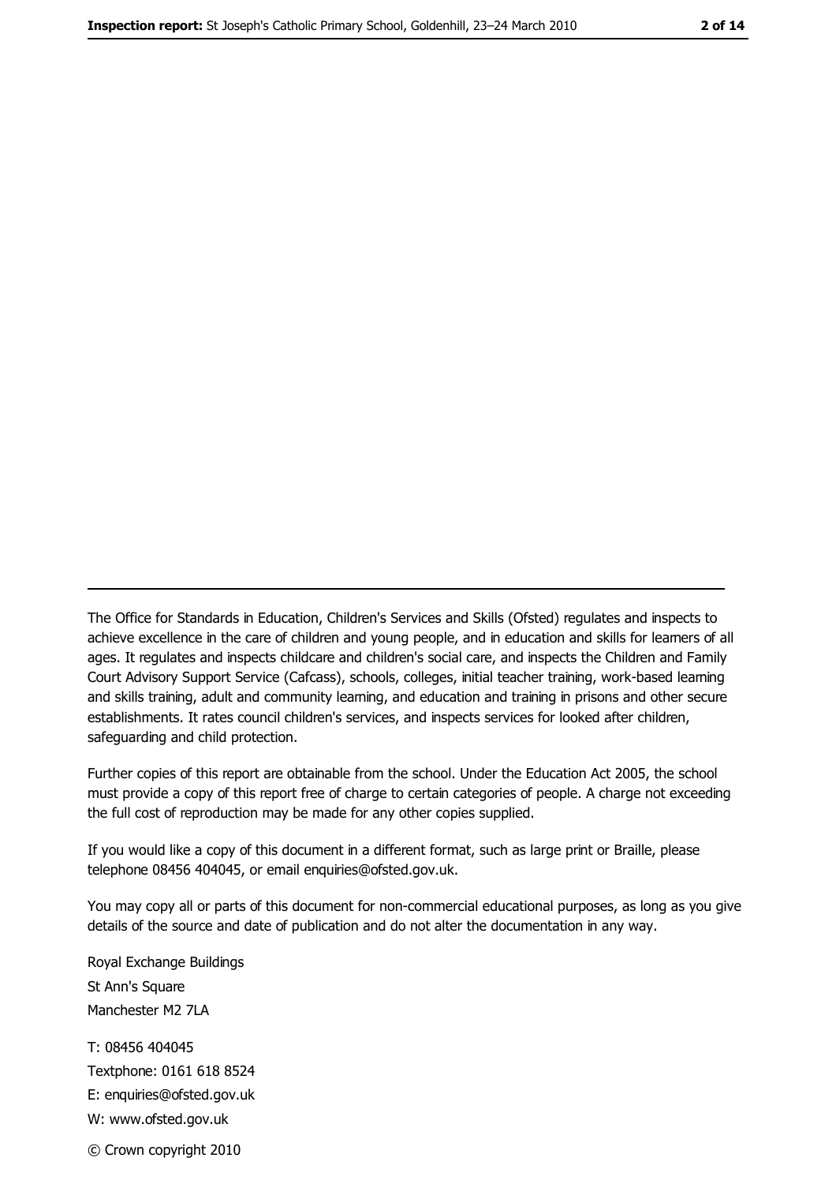The Office for Standards in Education, Children's Services and Skills (Ofsted) regulates and inspects to achieve excellence in the care of children and young people, and in education and skills for learners of all ages. It regulates and inspects childcare and children's social care, and inspects the Children and Family Court Advisory Support Service (Cafcass), schools, colleges, initial teacher training, work-based learning and skills training, adult and community learning, and education and training in prisons and other secure establishments. It rates council children's services, and inspects services for looked after children, safeguarding and child protection.

Further copies of this report are obtainable from the school. Under the Education Act 2005, the school must provide a copy of this report free of charge to certain categories of people. A charge not exceeding the full cost of reproduction may be made for any other copies supplied.

If you would like a copy of this document in a different format, such as large print or Braille, please telephone 08456 404045, or email enquiries@ofsted.gov.uk.

You may copy all or parts of this document for non-commercial educational purposes, as long as you give details of the source and date of publication and do not alter the documentation in any way.

Royal Exchange Buildings
St Ann's Square
Manchester M2 7LA

T: 08456 404045
Textphone: 0161 618 8524
E: enquiries@ofsted.gov.uk
W: www.ofsted.gov.uk

© Crown copyright 2010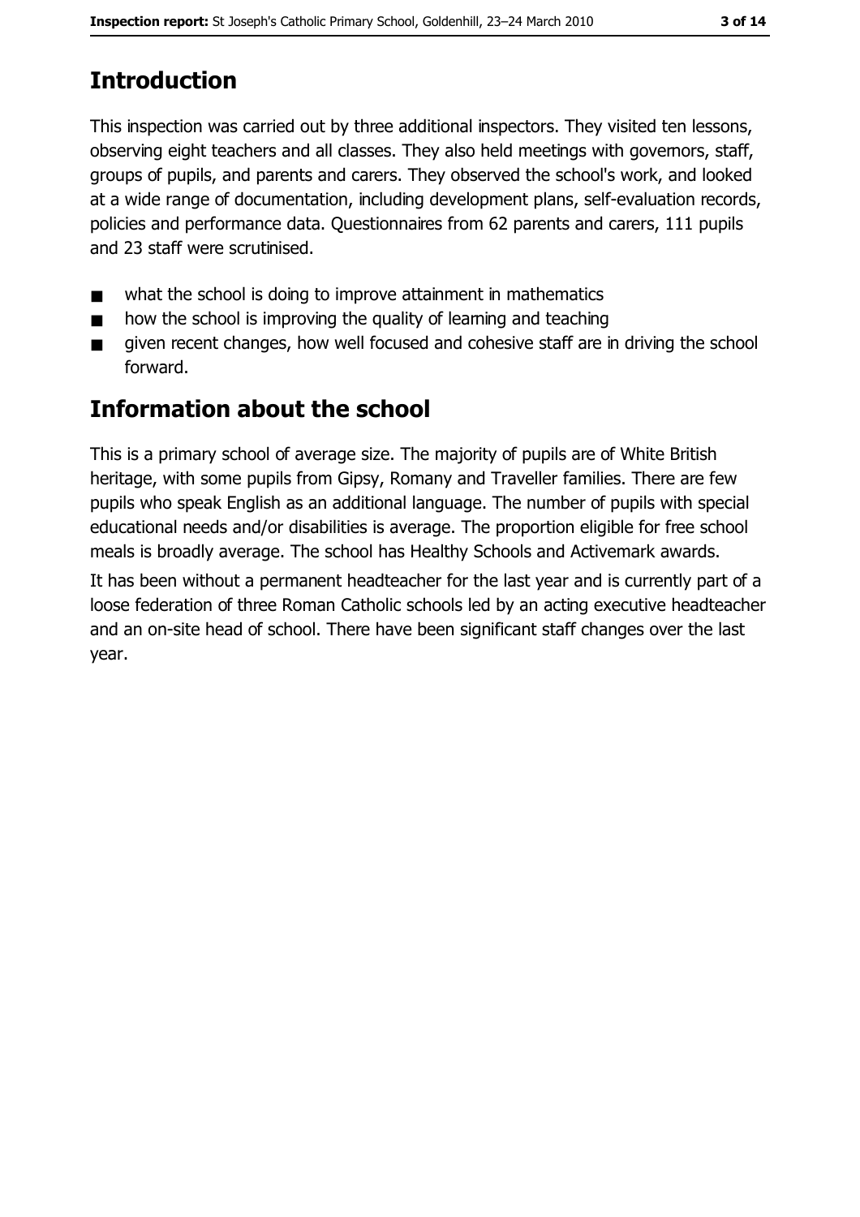## Introduction

This inspection was carried out by three additional inspectors. They visited ten lessons, observing eight teachers and all classes. They also held meetings with governors, staff, groups of pupils, and parents and carers. They observed the school's work, and looked at a wide range of documentation, including development plans, self-evaluation records, policies and performance data. Questionnaires from 62 parents and carers, 111 pupils and 23 staff were scrutinised.

- what the school is doing to improve attainment in mathematics
- how the school is improving the quality of learning and teaching
- given recent changes, how well focused and cohesive staff are in driving the school forward.

## Information about the school

This is a primary school of average size. The majority of pupils are of White British heritage, with some pupils from Gipsy, Romany and Traveller families. There are few pupils who speak English as an additional language. The number of pupils with special educational needs and/or disabilities is average. The proportion eligible for free school meals is broadly average. The school has Healthy Schools and Activemark awards.

It has been without a permanent headteacher for the last year and is currently part of a loose federation of three Roman Catholic schools led by an acting executive headteacher and an on-site head of school. There have been significant staff changes over the last year.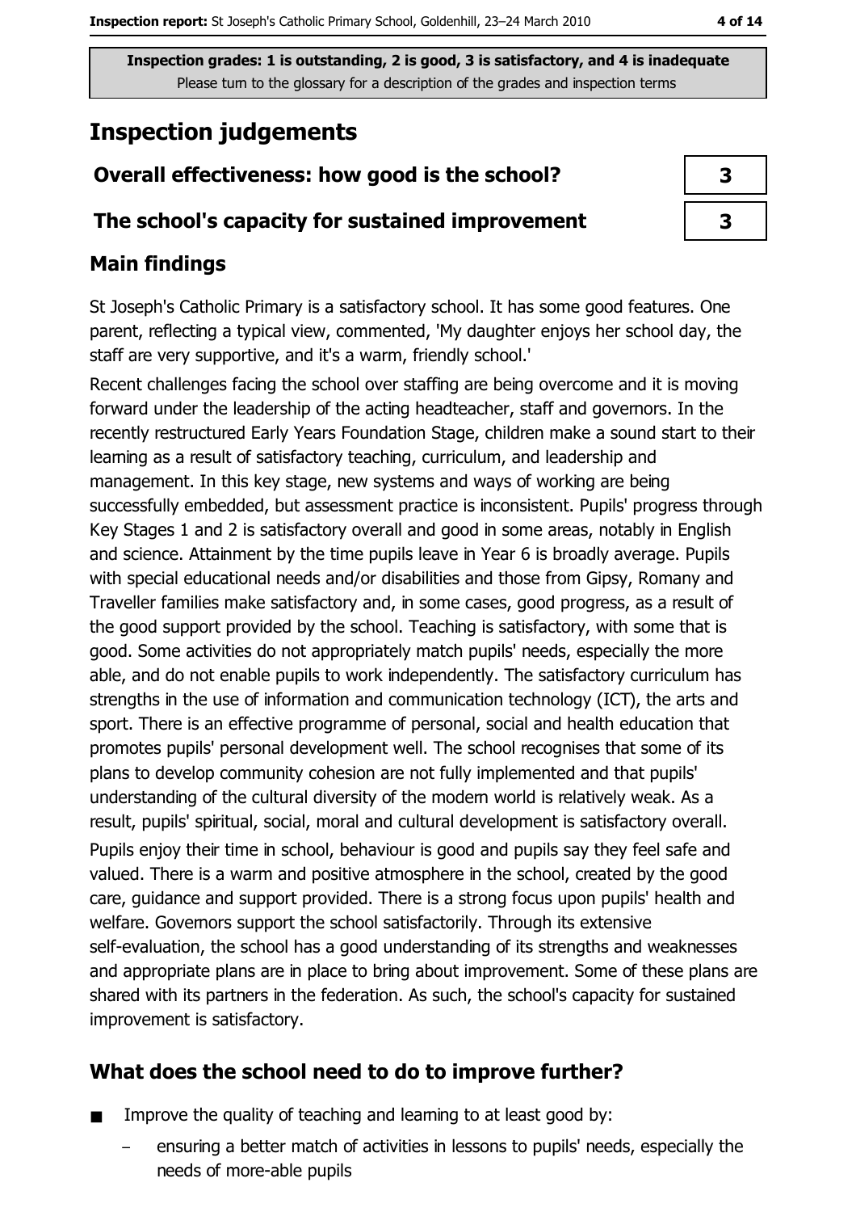**Inspection grades: 1 is outstanding, 2 is good, 3 is satisfactory, and 4 is inadequate**
Please turn to the glossary for a description of the grades and inspection terms

# Inspection judgements

| | |
|---|---|
| **Overall effectiveness: how good is the school?** | 3 |
| **The school's capacity for sustained improvement** | 3 |

## Main findings

St Joseph's Catholic Primary is a satisfactory school. It has some good features. One parent, reflecting a typical view, commented, 'My daughter enjoys her school day, the staff are very supportive, and it's a warm, friendly school.'

Recent challenges facing the school over staffing are being overcome and it is moving forward under the leadership of the acting headteacher, staff and governors. In the recently restructured Early Years Foundation Stage, children make a sound start to their learning as a result of satisfactory teaching, curriculum, and leadership and management. In this key stage, new systems and ways of working are being successfully embedded, but assessment practice is inconsistent. Pupils' progress through Key Stages 1 and 2 is satisfactory overall and good in some areas, notably in English and science. Attainment by the time pupils leave in Year 6 is broadly average. Pupils with special educational needs and/or disabilities and those from Gipsy, Romany and Traveller families make satisfactory and, in some cases, good progress, as a result of the good support provided by the school. Teaching is satisfactory, with some that is good. Some activities do not appropriately match pupils' needs, especially the more able, and do not enable pupils to work independently. The satisfactory curriculum has strengths in the use of information and communication technology (ICT), the arts and sport. There is an effective programme of personal, social and health education that promotes pupils' personal development well. The school recognises that some of its plans to develop community cohesion are not fully implemented and that pupils' understanding of the cultural diversity of the modern world is relatively weak. As a result, pupils' spiritual, social, moral and cultural development is satisfactory overall.

Pupils enjoy their time in school, behaviour is good and pupils say they feel safe and valued. There is a warm and positive atmosphere in the school, created by the good care, guidance and support provided. There is a strong focus upon pupils' health and welfare. Governors support the school satisfactorily. Through its extensive self-evaluation, the school has a good understanding of its strengths and weaknesses and appropriate plans are in place to bring about improvement. Some of these plans are shared with its partners in the federation. As such, the school's capacity for sustained improvement is satisfactory.

## What does the school need to do to improve further?

- Improve the quality of teaching and learning to at least good by:
  - ensuring a better match of activities in lessons to pupils' needs, especially the needs of more-able pupils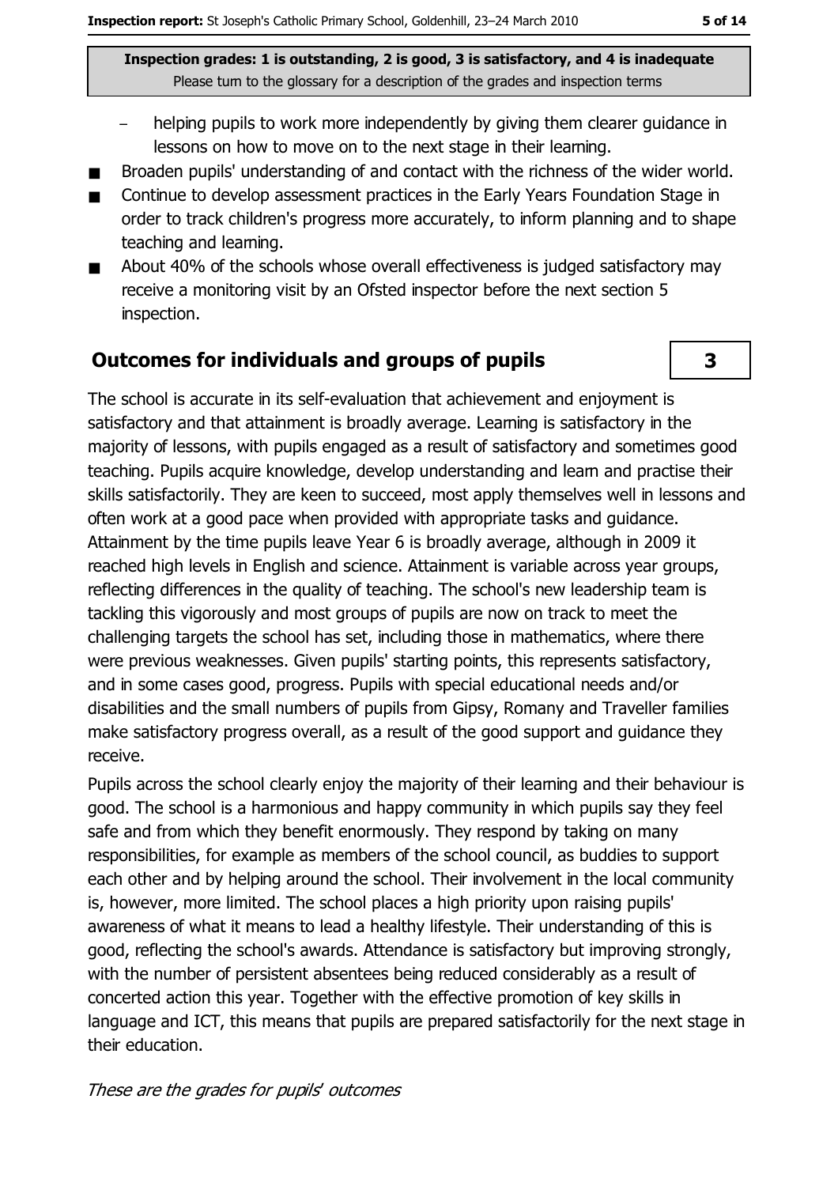- helping pupils to work more independently by giving them clearer guidance in lessons on how to move on to the next stage in their learning.
- Broaden pupils' understanding of and contact with the richness of the wider world.
- Continue to develop assessment practices in the Early Years Foundation Stage in order to track children's progress more accurately, to inform planning and to shape teaching and learning.
- About 40% of the schools whose overall effectiveness is judged satisfactory may receive a monitoring visit by an Ofsted inspector before the next section 5 inspection.

## Outcomes for individuals and groups of pupils

**3**

The school is accurate in its self-evaluation that achievement and enjoyment is satisfactory and that attainment is broadly average. Learning is satisfactory in the majority of lessons, with pupils engaged as a result of satisfactory and sometimes good teaching. Pupils acquire knowledge, develop understanding and learn and practise their skills satisfactorily. They are keen to succeed, most apply themselves well in lessons and often work at a good pace when provided with appropriate tasks and guidance. Attainment by the time pupils leave Year 6 is broadly average, although in 2009 it reached high levels in English and science. Attainment is variable across year groups, reflecting differences in the quality of teaching. The school's new leadership team is tackling this vigorously and most groups of pupils are now on track to meet the challenging targets the school has set, including those in mathematics, where there were previous weaknesses. Given pupils' starting points, this represents satisfactory, and in some cases good, progress. Pupils with special educational needs and/or disabilities and the small numbers of pupils from Gipsy, Romany and Traveller families make satisfactory progress overall, as a result of the good support and guidance they receive.

Pupils across the school clearly enjoy the majority of their learning and their behaviour is good. The school is a harmonious and happy community in which pupils say they feel safe and from which they benefit enormously. They respond by taking on many responsibilities, for example as members of the school council, as buddies to support each other and by helping around the school. Their involvement in the local community is, however, more limited. The school places a high priority upon raising pupils' awareness of what it means to lead a healthy lifestyle. Their understanding of this is good, reflecting the school's awards. Attendance is satisfactory but improving strongly, with the number of persistent absentees being reduced considerably as a result of concerted action this year. Together with the effective promotion of key skills in language and ICT, this means that pupils are prepared satisfactorily for the next stage in their education.

*These are the grades for pupils' outcomes*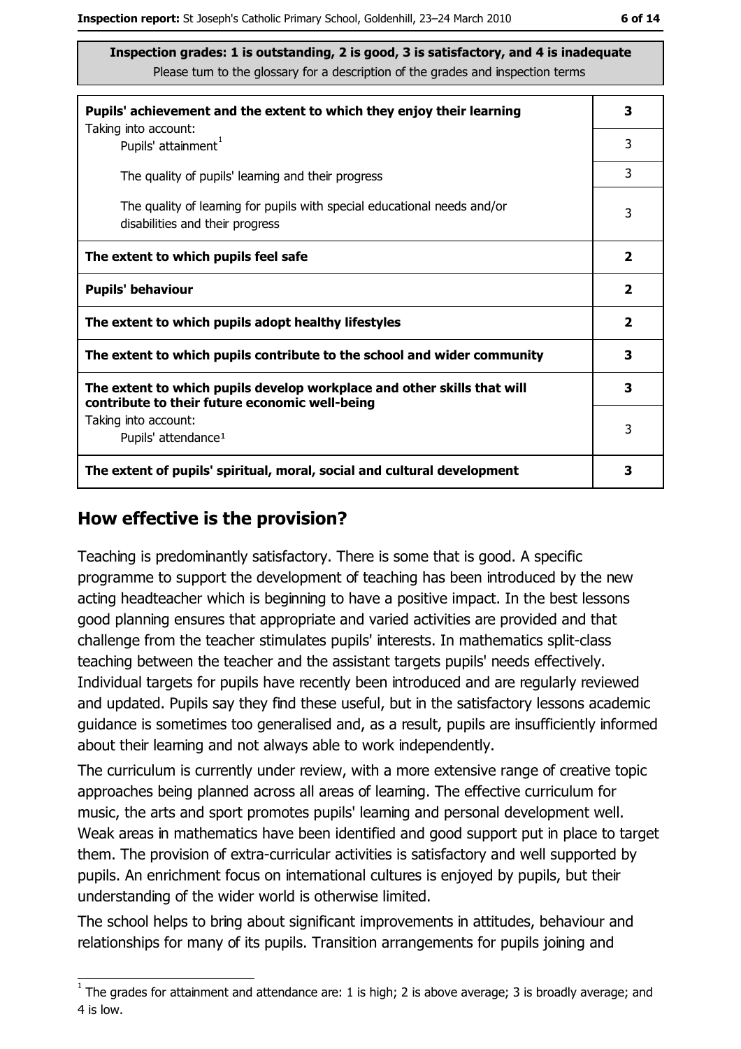**Inspection grades: 1 is outstanding, 2 is good, 3 is satisfactory, and 4 is inadequate**
Please turn to the glossary for a description of the grades and inspection terms

| | |
|---|---|
| **Pupils' achievement and the extent to which they enjoy their learning** | **3** |
| Taking into account: Pupils' attainment[1] | 3 |
| The quality of pupils' learning and their progress | 3 |
| The quality of learning for pupils with special educational needs and/or disabilities and their progress | 3 |
| **The extent to which pupils feel safe** | **2** |
| **Pupils' behaviour** | **2** |
| **The extent to which pupils adopt healthy lifestyles** | **2** |
| **The extent to which pupils contribute to the school and wider community** | **3** |
| **The extent to which pupils develop workplace and other skills that will contribute to their future economic well-being** | **3** |
| Taking into account: Pupils' attendance[1] | 3 |
| **The extent of pupils' spiritual, moral, social and cultural development** | **3** |

## How effective is the provision?

Teaching is predominantly satisfactory. There is some that is good. A specific programme to support the development of teaching has been introduced by the new acting headteacher which is beginning to have a positive impact. In the best lessons good planning ensures that appropriate and varied activities are provided and that challenge from the teacher stimulates pupils' interests. In mathematics split-class teaching between the teacher and the assistant targets pupils' needs effectively. Individual targets for pupils have recently been introduced and are regularly reviewed and updated. Pupils say they find these useful, but in the satisfactory lessons academic guidance is sometimes too generalised and, as a result, pupils are insufficiently informed about their learning and not always able to work independently.

The curriculum is currently under review, with a more extensive range of creative topic approaches being planned across all areas of learning. The effective curriculum for music, the arts and sport promotes pupils' learning and personal development well. Weak areas in mathematics have been identified and good support put in place to target them. The provision of extra-curricular activities is satisfactory and well supported by pupils. An enrichment focus on international cultures is enjoyed by pupils, but their understanding of the wider world is otherwise limited.

The school helps to bring about significant improvements in attitudes, behaviour and relationships for many of its pupils. Transition arrangements for pupils joining and

[1] The grades for attainment and attendance are: 1 is high; 2 is above average; 3 is broadly average; and 4 is low.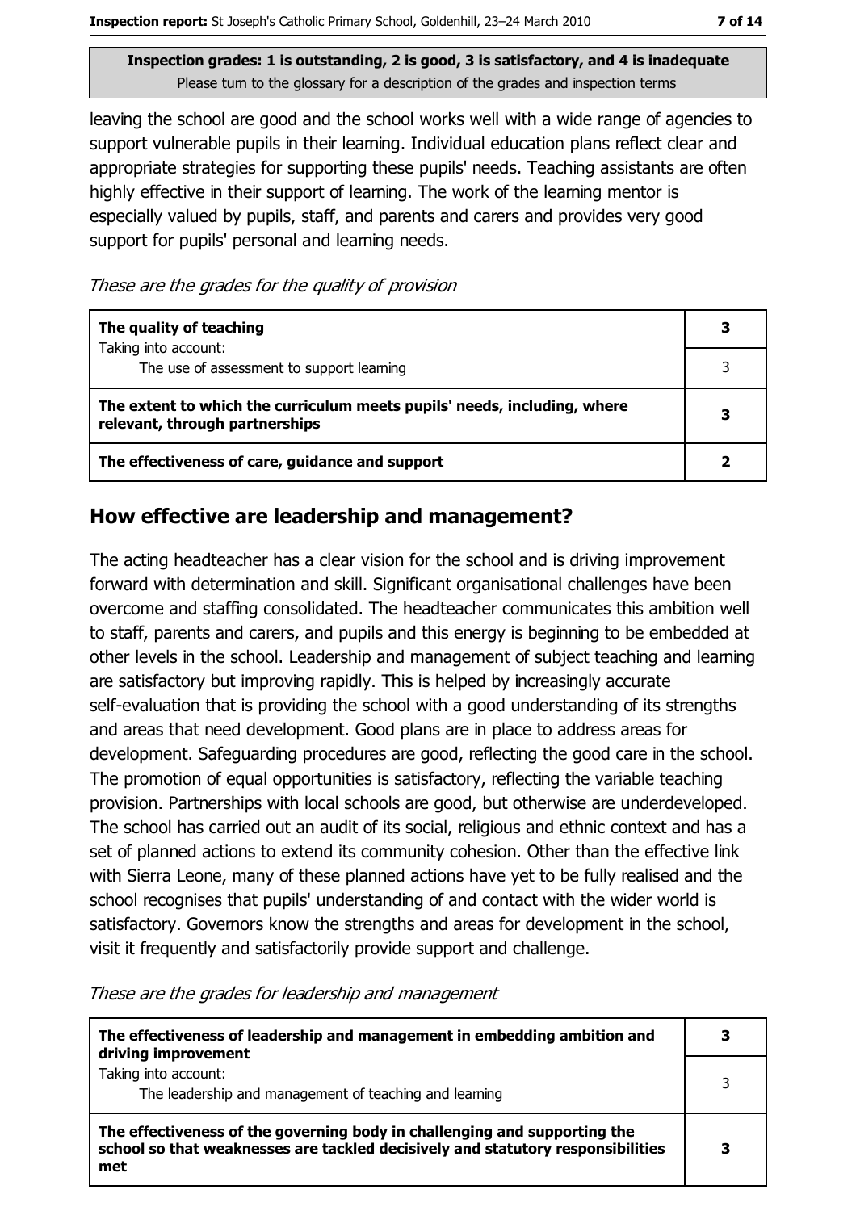**Inspection grades: 1 is outstanding, 2 is good, 3 is satisfactory, and 4 is inadequate**
Please turn to the glossary for a description of the grades and inspection terms

leaving the school are good and the school works well with a wide range of agencies to support vulnerable pupils in their learning. Individual education plans reflect clear and appropriate strategies for supporting these pupils' needs. Teaching assistants are often highly effective in their support of learning. The work of the learning mentor is especially valued by pupils, staff, and parents and carers and provides very good support for pupils' personal and learning needs.

*These are the grades for the quality of provision*

| | |
|---|---|
| **The quality of teaching** | **3** |
| Taking into account: The use of assessment to support learning | 3 |
| **The extent to which the curriculum meets pupils' needs, including, where relevant, through partnerships** | **3** |
| **The effectiveness of care, guidance and support** | **2** |

## How effective are leadership and management?

The acting headteacher has a clear vision for the school and is driving improvement forward with determination and skill. Significant organisational challenges have been overcome and staffing consolidated. The headteacher communicates this ambition well to staff, parents and carers, and pupils and this energy is beginning to be embedded at other levels in the school. Leadership and management of subject teaching and learning are satisfactory but improving rapidly. This is helped by increasingly accurate self-evaluation that is providing the school with a good understanding of its strengths and areas that need development. Good plans are in place to address areas for development. Safeguarding procedures are good, reflecting the good care in the school. The promotion of equal opportunities is satisfactory, reflecting the variable teaching provision. Partnerships with local schools are good, but otherwise are underdeveloped. The school has carried out an audit of its social, religious and ethnic context and has a set of planned actions to extend its community cohesion. Other than the effective link with Sierra Leone, many of these planned actions have yet to be fully realised and the school recognises that pupils' understanding of and contact with the wider world is satisfactory. Governors know the strengths and areas for development in the school, visit it frequently and satisfactorily provide support and challenge.

*These are the grades for leadership and management*

| | |
|---|---|
| **The effectiveness of leadership and management in embedding ambition and driving improvement** | **3** |
| Taking into account: The leadership and management of teaching and learning | 3 |
| **The effectiveness of the governing body in challenging and supporting the school so that weaknesses are tackled decisively and statutory responsibilities met** | **3** |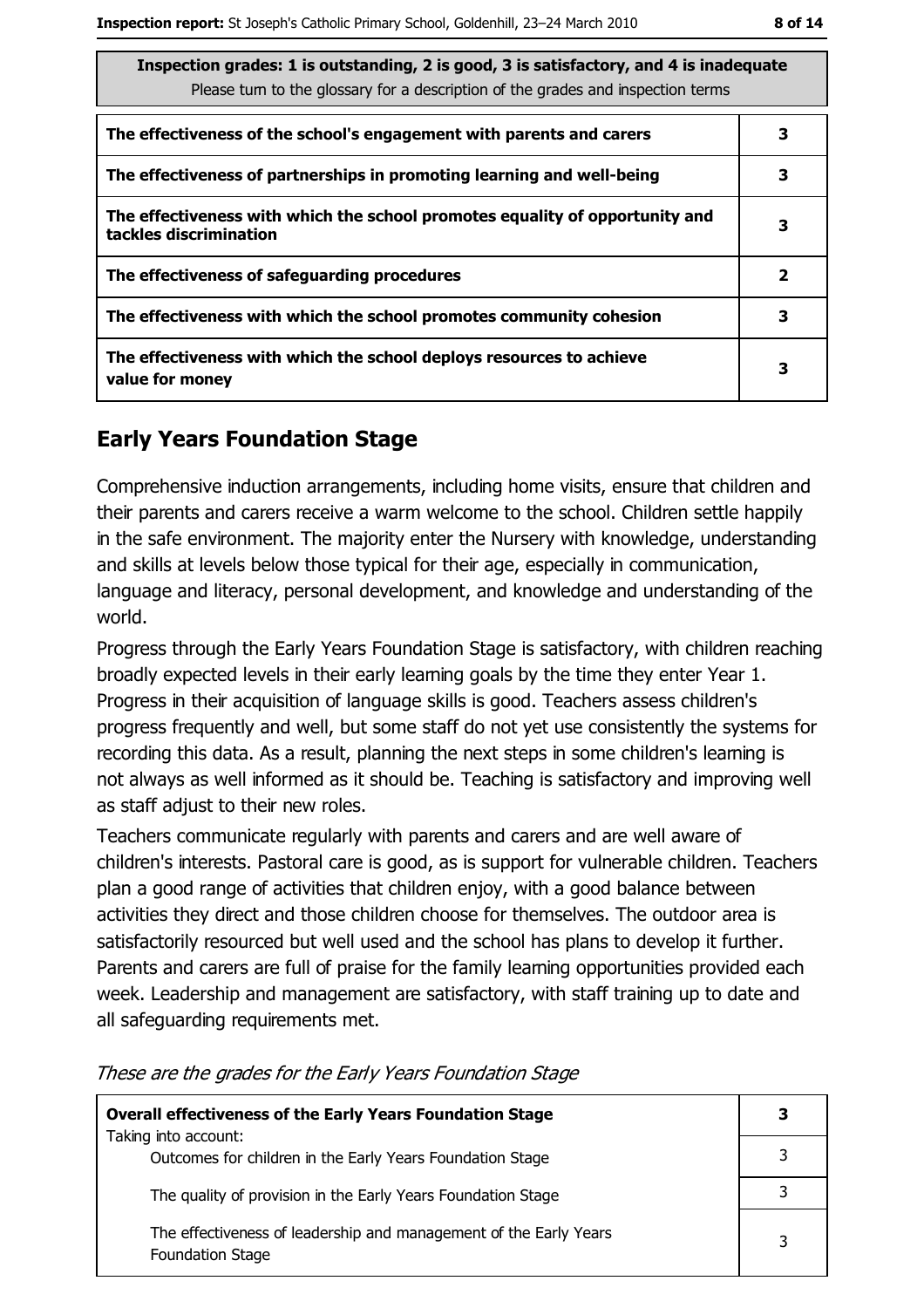| Inspection grades: 1 is outstanding, 2 is good, 3 is satisfactory, and 4 is inadequate<br>Please turn to the glossary for a description of the grades and inspection terms | |
|---|---|
| **The effectiveness of the school's engagement with parents and carers** | **3** |
| **The effectiveness of partnerships in promoting learning and well-being** | **3** |
| **The effectiveness with which the school promotes equality of opportunity and tackles discrimination** | **3** |
| **The effectiveness of safeguarding procedures** | **2** |
| **The effectiveness with which the school promotes community cohesion** | **3** |
| **The effectiveness with which the school deploys resources to achieve value for money** | **3** |

## Early Years Foundation Stage

Comprehensive induction arrangements, including home visits, ensure that children and their parents and carers receive a warm welcome to the school. Children settle happily in the safe environment. The majority enter the Nursery with knowledge, understanding and skills at levels below those typical for their age, especially in communication, language and literacy, personal development, and knowledge and understanding of the world.

Progress through the Early Years Foundation Stage is satisfactory, with children reaching broadly expected levels in their early learning goals by the time they enter Year 1. Progress in their acquisition of language skills is good. Teachers assess children's progress frequently and well, but some staff do not yet use consistently the systems for recording this data. As a result, planning the next steps in some children's learning is not always as well informed as it should be. Teaching is satisfactory and improving well as staff adjust to their new roles.

Teachers communicate regularly with parents and carers and are well aware of children's interests. Pastoral care is good, as is support for vulnerable children. Teachers plan a good range of activities that children enjoy, with a good balance between activities they direct and those children choose for themselves. The outdoor area is satisfactorily resourced but well used and the school has plans to develop it further. Parents and carers are full of praise for the family learning opportunities provided each week. Leadership and management are satisfactory, with staff training up to date and all safeguarding requirements met.

*These are the grades for the Early Years Foundation Stage*

| **Overall effectiveness of the Early Years Foundation Stage**<br>Taking into account: | **3** |
|---|---|
| Outcomes for children in the Early Years Foundation Stage | 3 |
| The quality of provision in the Early Years Foundation Stage | 3 |
| The effectiveness of leadership and management of the Early Years Foundation Stage | 3 |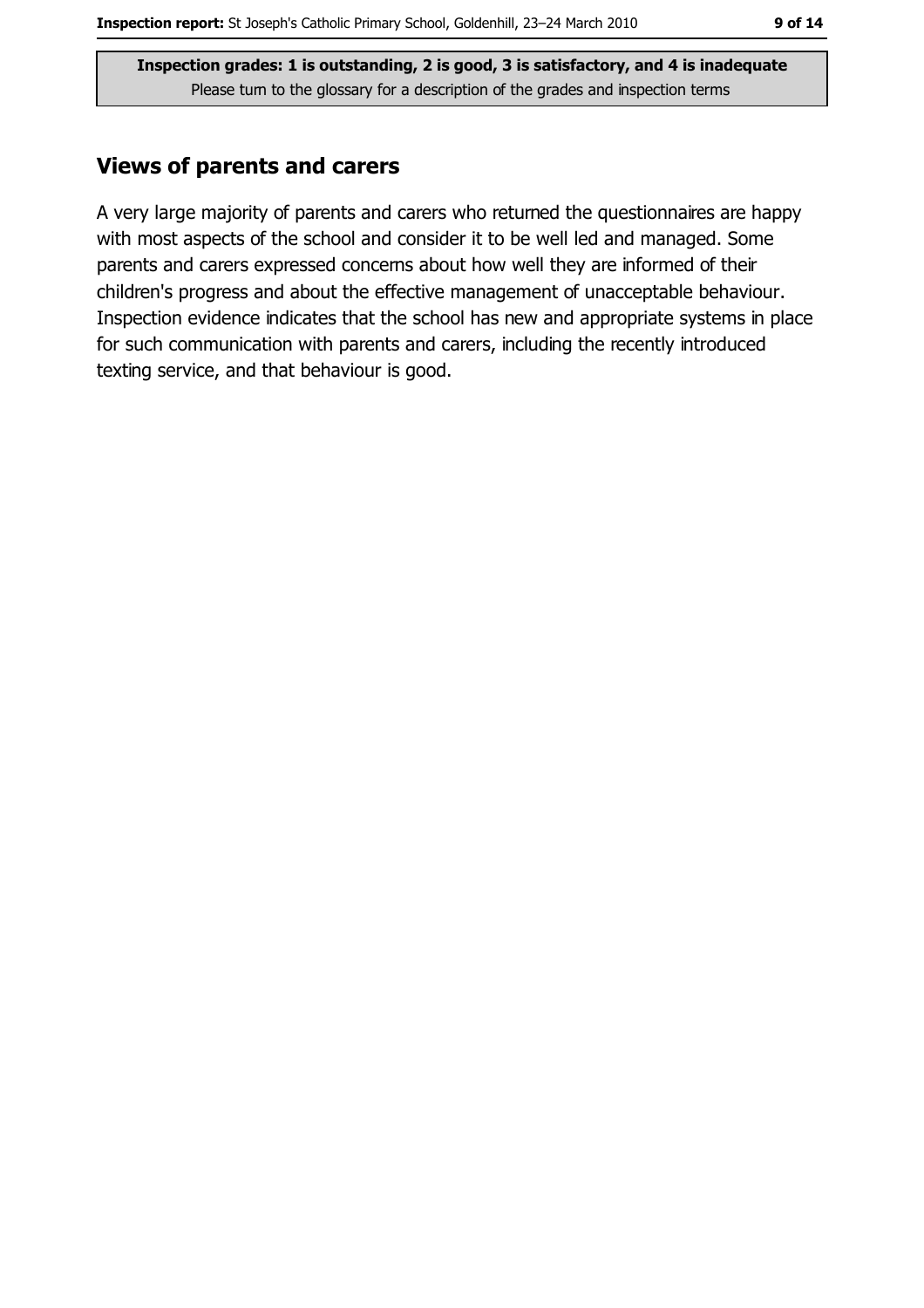**Inspection grades: 1 is outstanding, 2 is good, 3 is satisfactory, and 4 is inadequate**
Please turn to the glossary for a description of the grades and inspection terms

## Views of parents and carers

A very large majority of parents and carers who returned the questionnaires are happy with most aspects of the school and consider it to be well led and managed. Some parents and carers expressed concerns about how well they are informed of their children's progress and about the effective management of unacceptable behaviour. Inspection evidence indicates that the school has new and appropriate systems in place for such communication with parents and carers, including the recently introduced texting service, and that behaviour is good.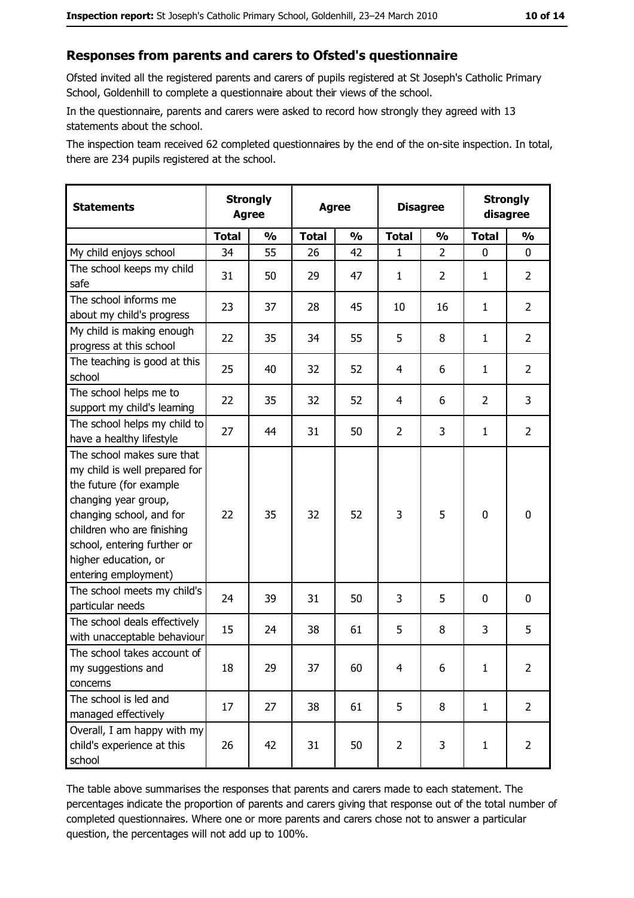## Responses from parents and carers to Ofsted's questionnaire

Ofsted invited all the registered parents and carers of pupils registered at St Joseph's Catholic Primary School, Goldenhill to complete a questionnaire about their views of the school.

In the questionnaire, parents and carers were asked to record how strongly they agreed with 13 statements about the school.

The inspection team received 62 completed questionnaires by the end of the on-site inspection. In total, there are 234 pupils registered at the school.

| Statements | Strongly Agree | | Agree | | Disagree | | Strongly disagree | |
|---|---|---|---|---|---|---|---|---|
| | Total | % | Total | % | Total | % | Total | % |
| My child enjoys school | 34 | 55 | 26 | 42 | 1 | 2 | 0 | 0 |
| The school keeps my child safe | 31 | 50 | 29 | 47 | 1 | 2 | 1 | 2 |
| The school informs me about my child's progress | 23 | 37 | 28 | 45 | 10 | 16 | 1 | 2 |
| My child is making enough progress at this school | 22 | 35 | 34 | 55 | 5 | 8 | 1 | 2 |
| The teaching is good at this school | 25 | 40 | 32 | 52 | 4 | 6 | 1 | 2 |
| The school helps me to support my child's learning | 22 | 35 | 32 | 52 | 4 | 6 | 2 | 3 |
| The school helps my child to have a healthy lifestyle | 27 | 44 | 31 | 50 | 2 | 3 | 1 | 2 |
| The school makes sure that my child is well prepared for the future (for example changing year group, changing school, and for children who are finishing school, entering further or higher education, or entering employment) | 22 | 35 | 32 | 52 | 3 | 5 | 0 | 0 |
| The school meets my child's particular needs | 24 | 39 | 31 | 50 | 3 | 5 | 0 | 0 |
| The school deals effectively with unacceptable behaviour | 15 | 24 | 38 | 61 | 5 | 8 | 3 | 5 |
| The school takes account of my suggestions and concerns | 18 | 29 | 37 | 60 | 4 | 6 | 1 | 2 |
| The school is led and managed effectively | 17 | 27 | 38 | 61 | 5 | 8 | 1 | 2 |
| Overall, I am happy with my child's experience at this school | 26 | 42 | 31 | 50 | 2 | 3 | 1 | 2 |

The table above summarises the responses that parents and carers made to each statement. The percentages indicate the proportion of parents and carers giving that response out of the total number of completed questionnaires. Where one or more parents and carers chose not to answer a particular question, the percentages will not add up to 100%.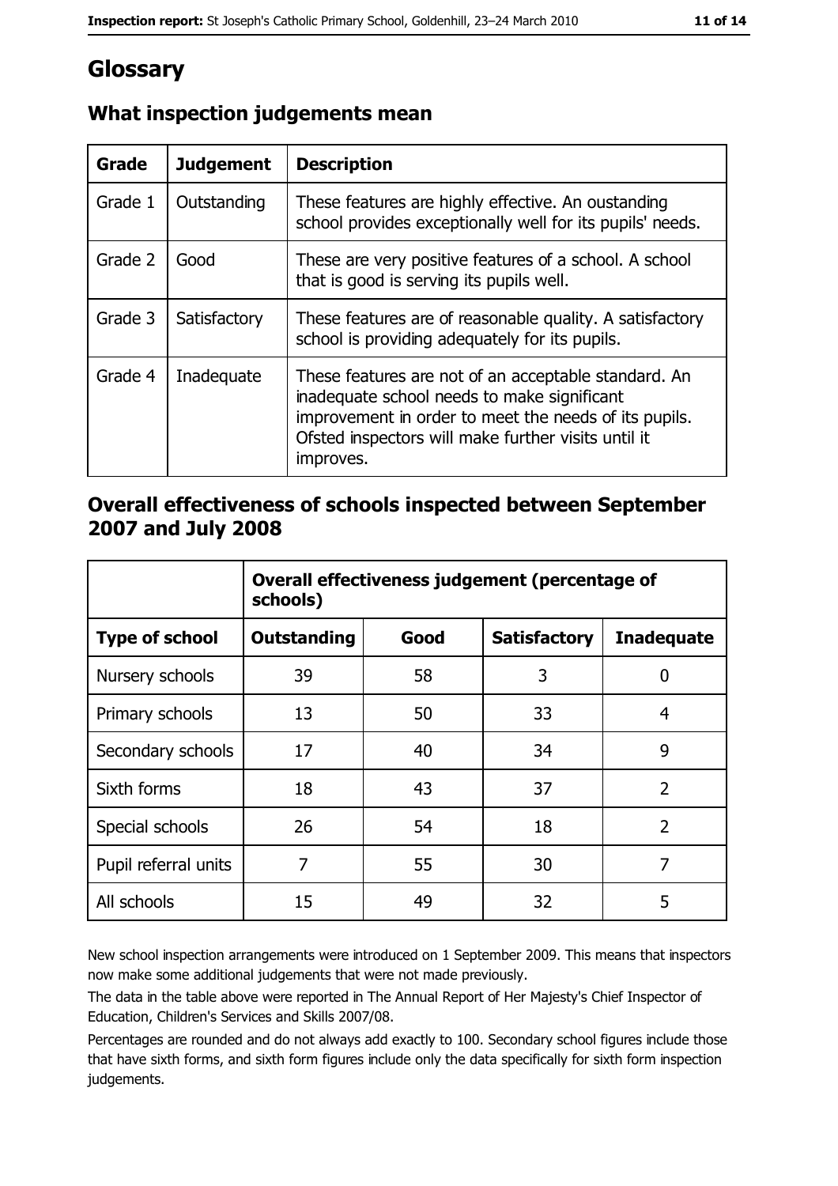# Glossary

## What inspection judgements mean

| Grade | Judgement | Description |
|---|---|---|
| Grade 1 | Outstanding | These features are highly effective. An oustanding school provides exceptionally well for its pupils' needs. |
| Grade 2 | Good | These are very positive features of a school. A school that is good is serving its pupils well. |
| Grade 3 | Satisfactory | These features are of reasonable quality. A satisfactory school is providing adequately for its pupils. |
| Grade 4 | Inadequate | These features are not of an acceptable standard. An inadequate school needs to make significant improvement in order to meet the needs of its pupils. Ofsted inspectors will make further visits until it improves. |

## Overall effectiveness of schools inspected between September 2007 and July 2008

| | Overall effectiveness judgement (percentage of schools) | | | |
|---|---|---|---|---|
| **Type of school** | **Outstanding** | **Good** | **Satisfactory** | **Inadequate** |
| Nursery schools | 39 | 58 | 3 | 0 |
| Primary schools | 13 | 50 | 33 | 4 |
| Secondary schools | 17 | 40 | 34 | 9 |
| Sixth forms | 18 | 43 | 37 | 2 |
| Special schools | 26 | 54 | 18 | 2 |
| Pupil referral units | 7 | 55 | 30 | 7 |
| All schools | 15 | 49 | 32 | 5 |

New school inspection arrangements were introduced on 1 September 2009. This means that inspectors now make some additional judgements that were not made previously.

The data in the table above were reported in The Annual Report of Her Majesty's Chief Inspector of Education, Children's Services and Skills 2007/08.

Percentages are rounded and do not always add exactly to 100. Secondary school figures include those that have sixth forms, and sixth form figures include only the data specifically for sixth form inspection judgements.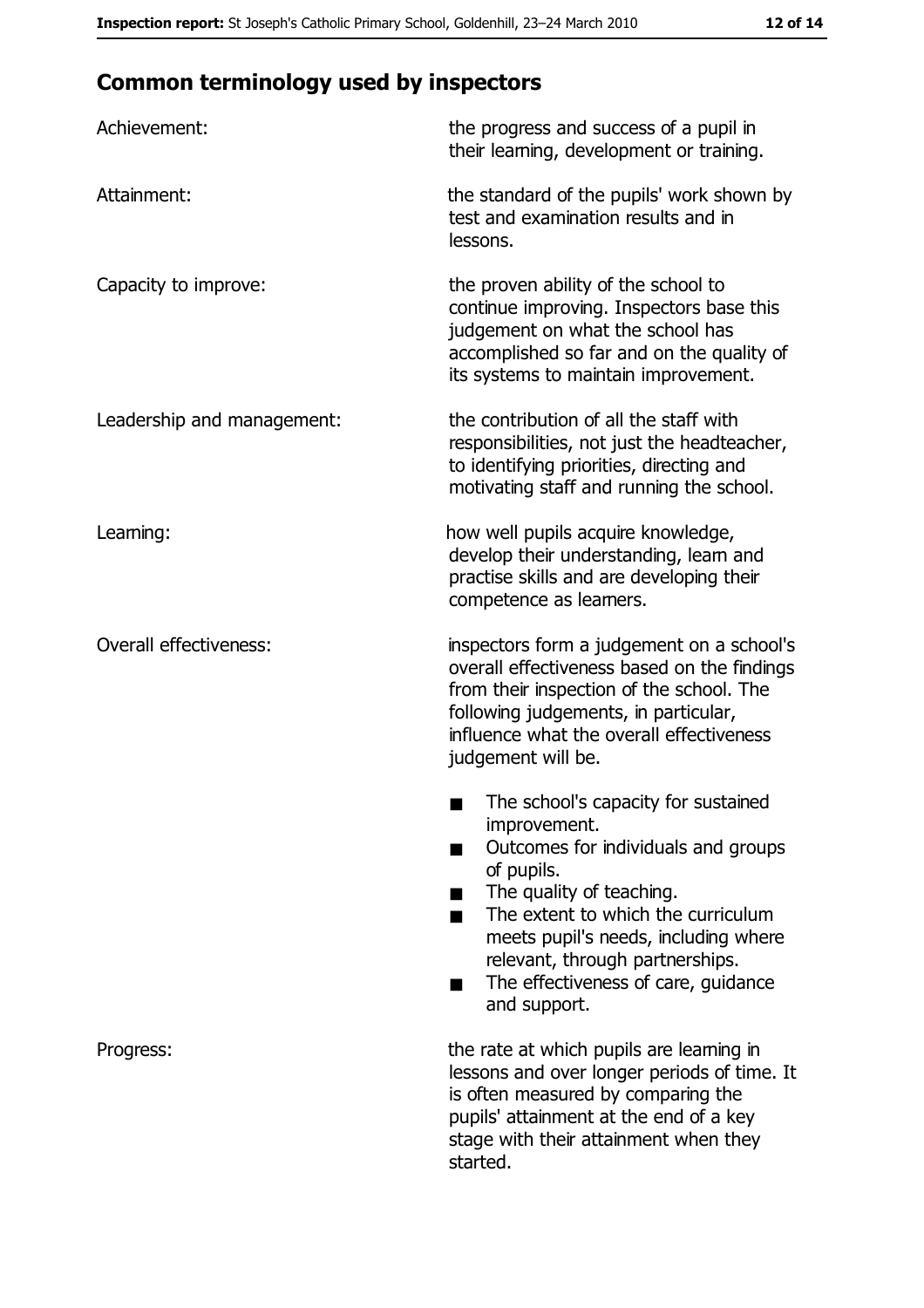## Common terminology used by inspectors

| | |
|---|---|
| Achievement: | the progress and success of a pupil in their learning, development or training. |
| Attainment: | the standard of the pupils' work shown by test and examination results and in lessons. |
| Capacity to improve: | the proven ability of the school to continue improving. Inspectors base this judgement on what the school has accomplished so far and on the quality of its systems to maintain improvement. |
| Leadership and management: | the contribution of all the staff with responsibilities, not just the headteacher, to identifying priorities, directing and motivating staff and running the school. |
| Learning: | how well pupils acquire knowledge, develop their understanding, learn and practise skills and are developing their competence as learners. |
| Overall effectiveness: | inspectors form a judgement on a school's overall effectiveness based on the findings from their inspection of the school. The following judgements, in particular, influence what the overall effectiveness judgement will be.<br>■ The school's capacity for sustained improvement.<br>■ Outcomes for individuals and groups of pupils.<br>■ The quality of teaching.<br>■ The extent to which the curriculum meets pupil's needs, including where relevant, through partnerships.<br>■ The effectiveness of care, guidance and support. |
| Progress: | the rate at which pupils are learning in lessons and over longer periods of time. It is often measured by comparing the pupils' attainment at the end of a key stage with their attainment when they started. |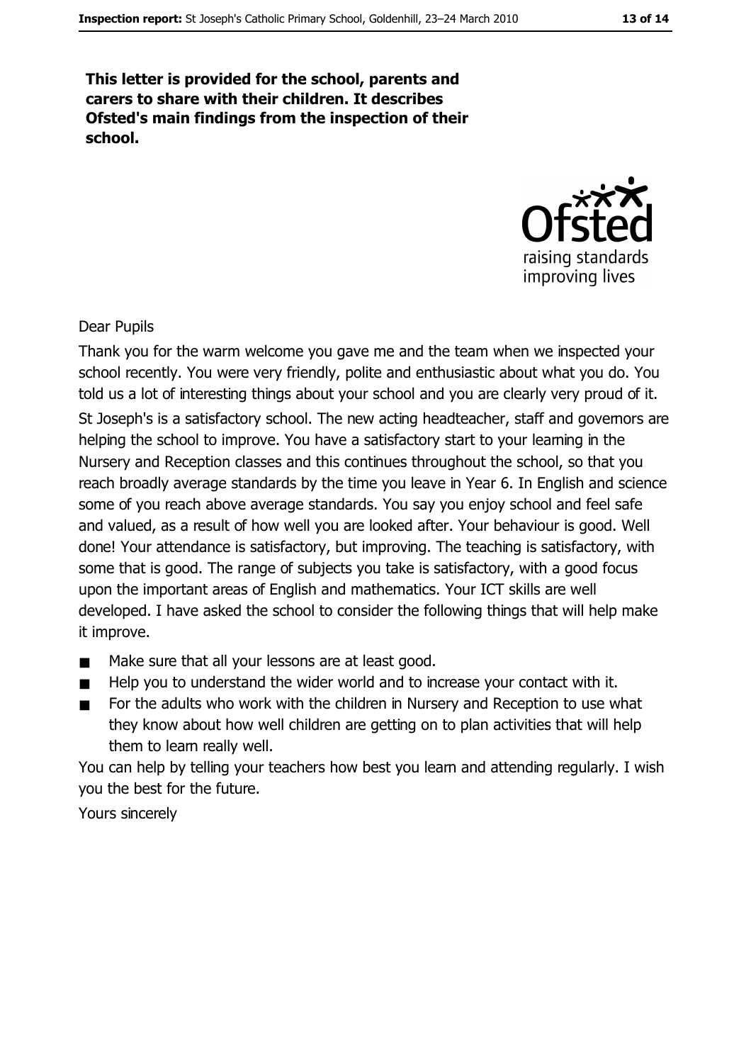**This letter is provided for the school, parents and carers to share with their children. It describes Ofsted's main findings from the inspection of their school.**

Dear Pupils

Thank you for the warm welcome you gave me and the team when we inspected your school recently. You were very friendly, polite and enthusiastic about what you do. You told us a lot of interesting things about your school and you are clearly very proud of it.

St Joseph's is a satisfactory school. The new acting headteacher, staff and governors are helping the school to improve. You have a satisfactory start to your learning in the Nursery and Reception classes and this continues throughout the school, so that you reach broadly average standards by the time you leave in Year 6. In English and science some of you reach above average standards. You say you enjoy school and feel safe and valued, as a result of how well you are looked after. Your behaviour is good. Well done! Your attendance is satisfactory, but improving. The teaching is satisfactory, with some that is good. The range of subjects you take is satisfactory, with a good focus upon the important areas of English and mathematics. Your ICT skills are well developed. I have asked the school to consider the following things that will help make it improve.

- Make sure that all your lessons are at least good.
- Help you to understand the wider world and to increase your contact with it.
- For the adults who work with the children in Nursery and Reception to use what they know about how well children are getting on to plan activities that will help them to learn really well.

You can help by telling your teachers how best you learn and attending regularly. I wish you the best for the future.

Yours sincerely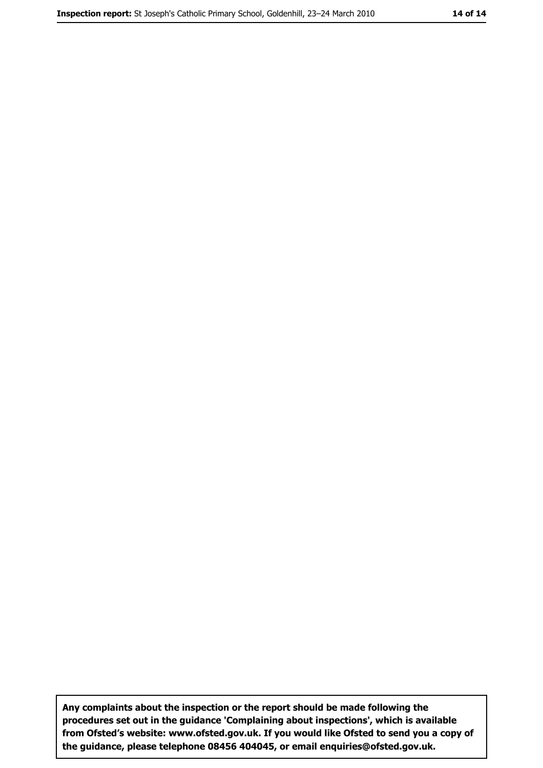**Any complaints about the inspection or the report should be made following the procedures set out in the guidance 'Complaining about inspections', which is available from Ofsted's website: www.ofsted.gov.uk. If you would like Ofsted to send you a copy of the guidance, please telephone 08456 404045, or email enquiries@ofsted.gov.uk.**